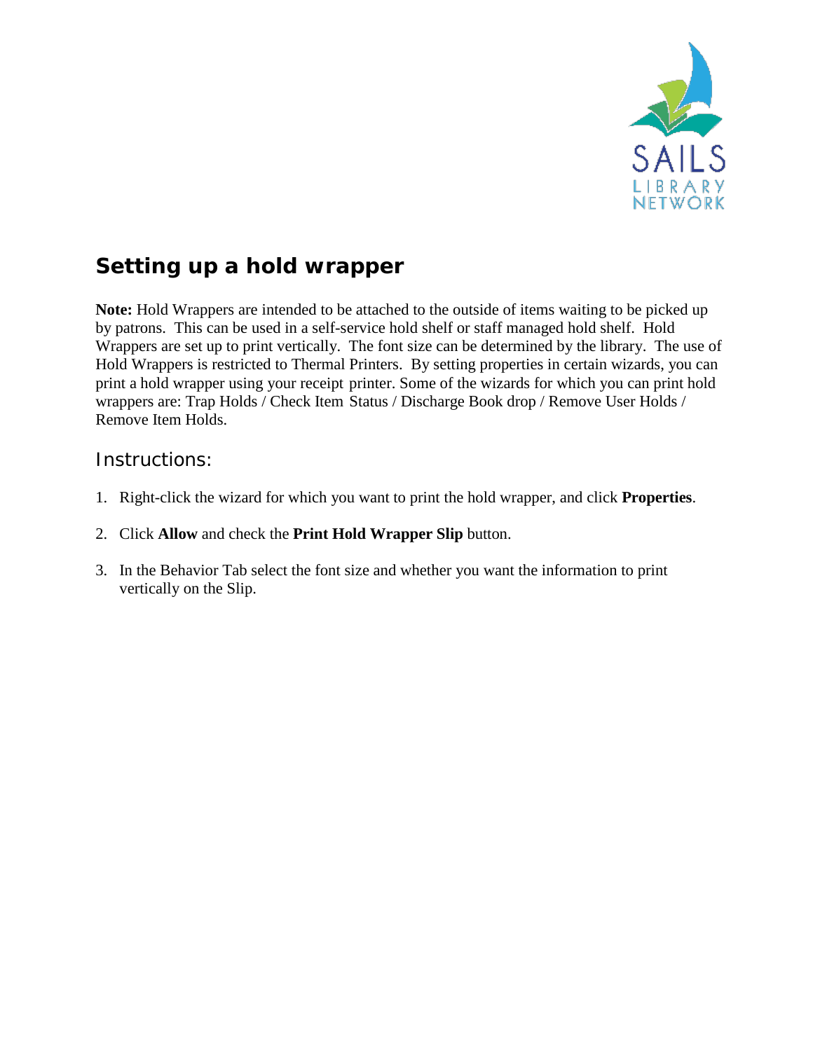## Setting up a hold wrapper

**Note:** Hold Wrappers are intended to be attached to the outside of items waiting to be picked up by patrons. This can be used in a self-service hold shelf or staff managed hold shelf. Hold Wrappers are set up to print vertically. The font size can be determined by the library. The use of Hold Wrappers is restricted to Thermal Printers. By setting properties in certain wizards, you can print a hold wrapper using your receipt printer. Some of the wizards for which you can print hold wrappers are: Trap Holds / Check Item Status / Discharge Book drop / Remove User Holds / Remove Item Holds.

### Instructions:

1. Right-click the wizard for which you want to print the hold wrapper, and click **Properties**.

2. Click **Allow** and check the **Print Hold Wrapper Slip** button.

3. In the Behavior Tab select the font size and whether you want the information to print vertically on the Slip.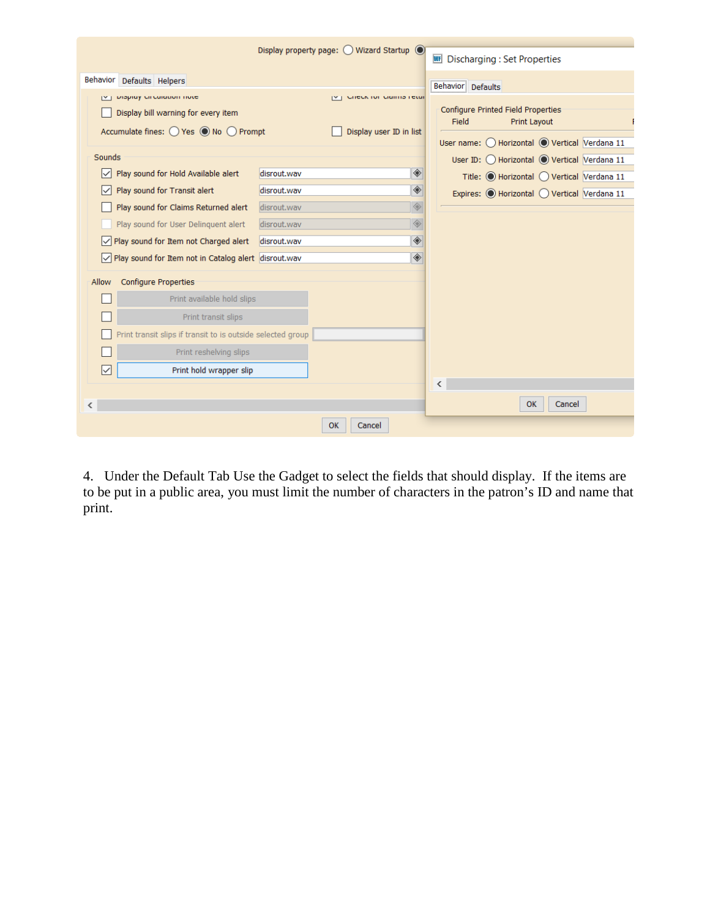4. Under the Default Tab Use the Gadget to select the fields that should display. If the items are to be put in a public area, you must limit the number of characters in the patron's ID and name that print.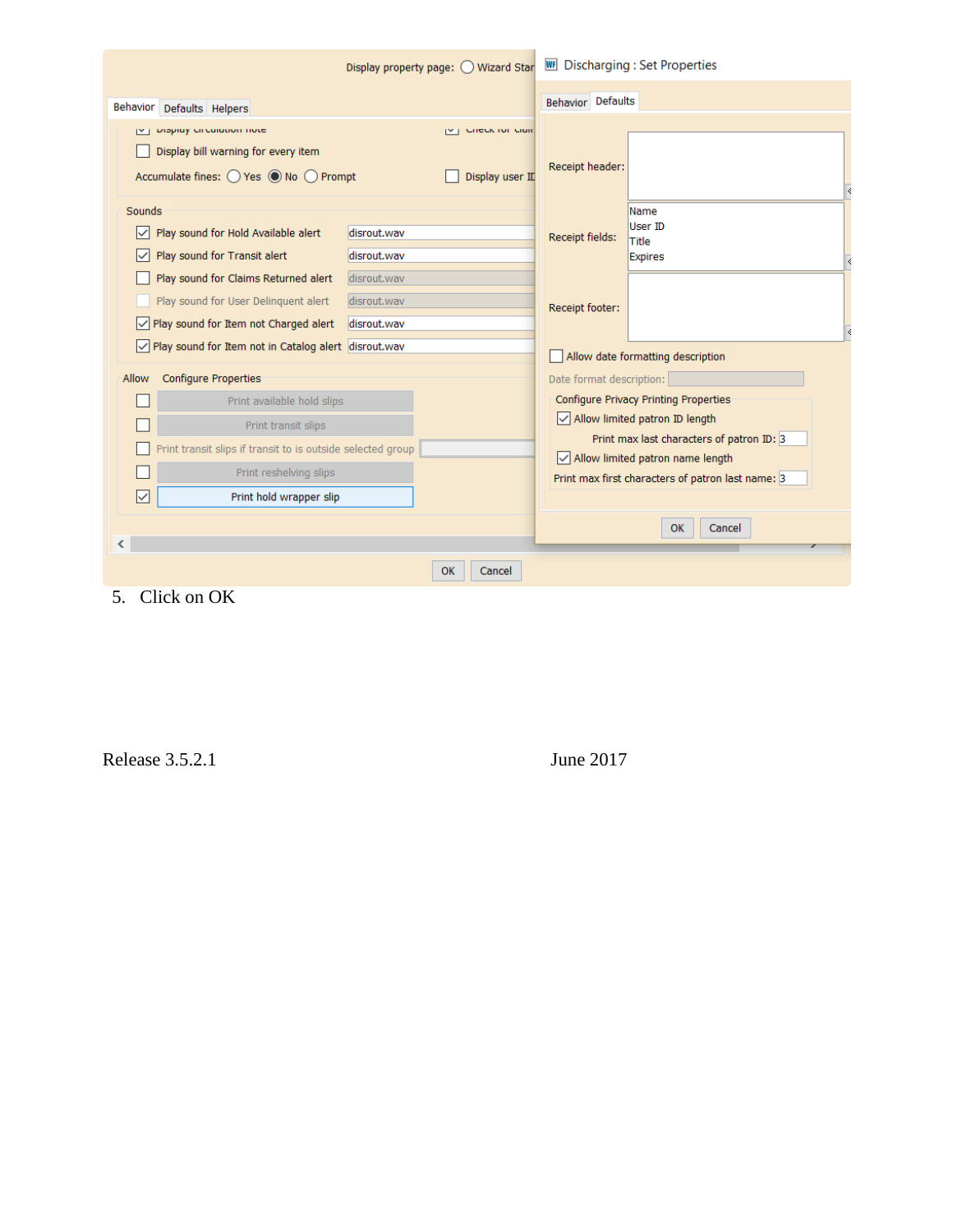5. Click on OK